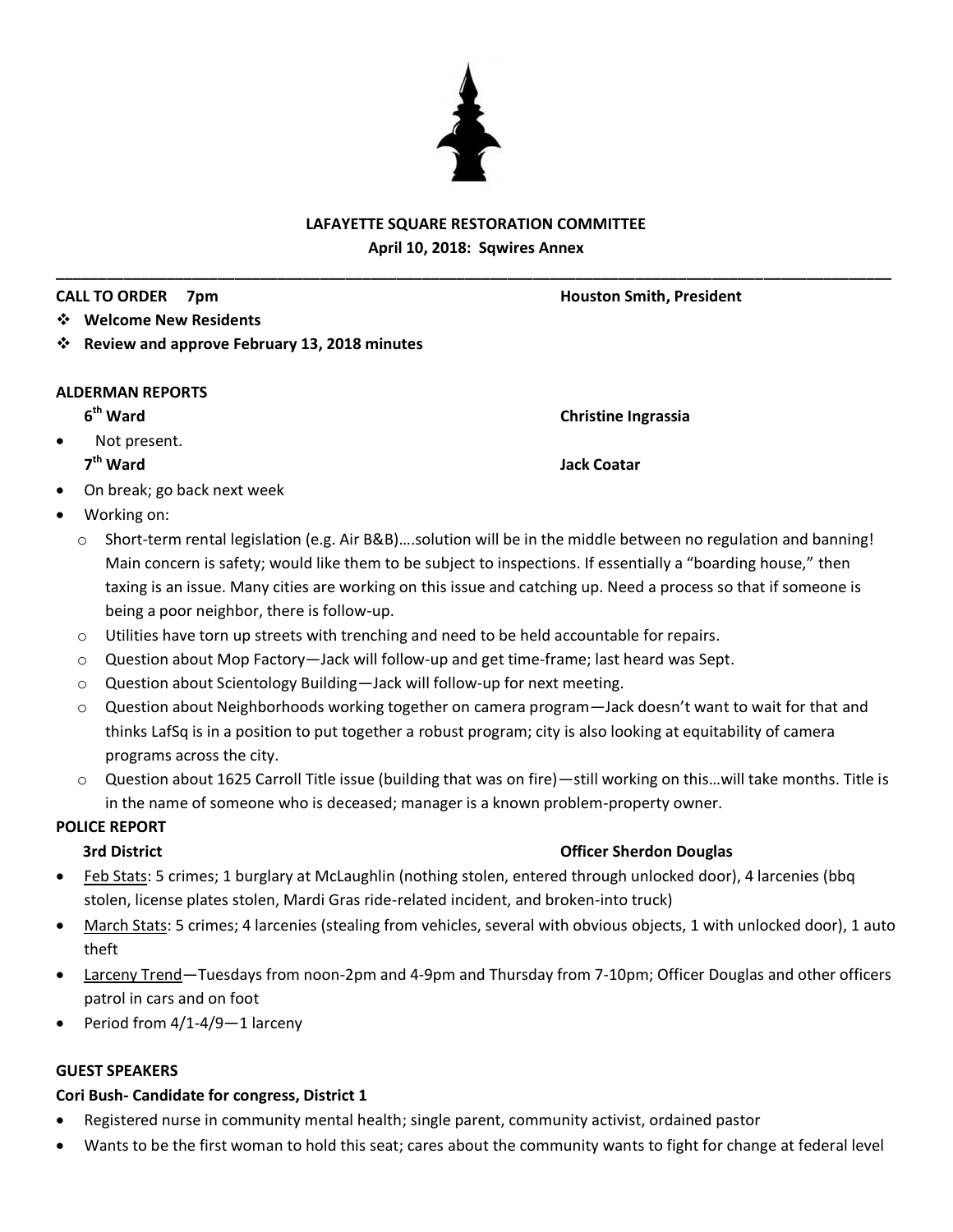# LAFAYETTE SQUARE RESTORATION COMMITTEE

**April 10, 2018: Sqwires Annex**

---

**CALL TO ORDER 7pm** **Houston Smith, President**

- **Welcome New Residents**
- **Review and approve February 13, 2018 minutes**

## ALDERMAN REPORTS

**6th Ward** **Christine Ingrassia**

- Not present.

**7th Ward** **Jack Coatar**

- On break; go back next week
- Working on:
  - Short-term rental legislation (e.g. Air B&B)….solution will be in the middle between no regulation and banning! Main concern is safety; would like them to be subject to inspections. If essentially a "boarding house," then taxing is an issue. Many cities are working on this issue and catching up. Need a process so that if someone is being a poor neighbor, there is follow-up.
  - Utilities have torn up streets with trenching and need to be held accountable for repairs.
  - Question about Mop Factory—Jack will follow-up and get time-frame; last heard was Sept.
  - Question about Scientology Building—Jack will follow-up for next meeting.
  - Question about Neighborhoods working together on camera program—Jack doesn't want to wait for that and thinks LafSq is in a position to put together a robust program; city is also looking at equitability of camera programs across the city.
  - Question about 1625 Carroll Title issue (building that was on fire)—still working on this…will take months. Title is in the name of someone who is deceased; manager is a known problem-property owner.

## POLICE REPORT

**3rd District** **Officer Sherdon Douglas**

- Feb Stats: 5 crimes; 1 burglary at McLaughlin (nothing stolen, entered through unlocked door), 4 larcenies (bbq stolen, license plates stolen, Mardi Gras ride-related incident, and broken-into truck)
- March Stats: 5 crimes; 4 larcenies (stealing from vehicles, several with obvious objects, 1 with unlocked door), 1 auto theft
- Larceny Trend—Tuesdays from noon-2pm and 4-9pm and Thursday from 7-10pm; Officer Douglas and other officers patrol in cars and on foot
- Period from 4/1-4/9—1 larceny

## GUEST SPEAKERS

**Cori Bush- Candidate for congress, District 1**

- Registered nurse in community mental health; single parent, community activist, ordained pastor
- Wants to be the first woman to hold this seat; cares about the community wants to fight for change at federal level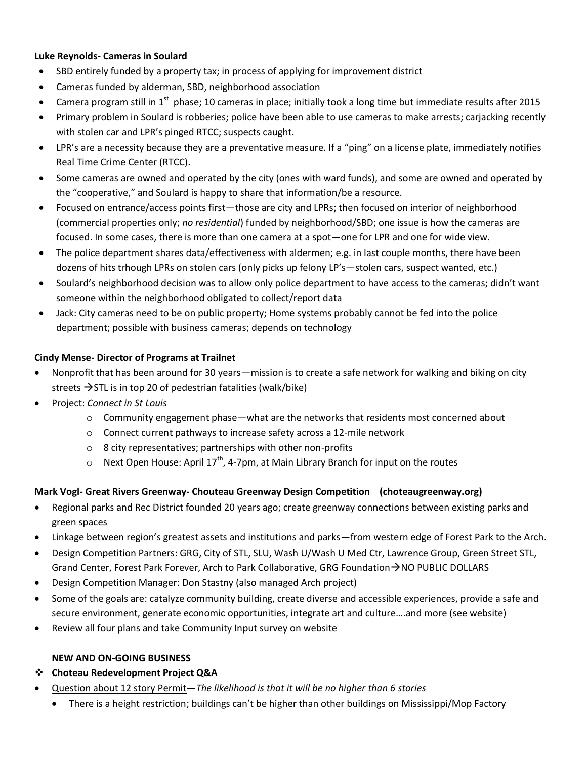**Luke Reynolds- Cameras in Soulard**

- SBD entirely funded by a property tax; in process of applying for improvement district
- Cameras funded by alderman, SBD, neighborhood association
- Camera program still in 1st phase; 10 cameras in place; initially took a long time but immediate results after 2015
- Primary problem in Soulard is robberies; police have been able to use cameras to make arrests; carjacking recently with stolen car and LPR's pinged RTCC; suspects caught.
- LPR's are a necessity because they are a preventative measure. If a "ping" on a license plate, immediately notifies Real Time Crime Center (RTCC).
- Some cameras are owned and operated by the city (ones with ward funds), and some are owned and operated by the "cooperative," and Soulard is happy to share that information/be a resource.
- Focused on entrance/access points first—those are city and LPRs; then focused on interior of neighborhood (commercial properties only; *no residential*) funded by neighborhood/SBD; one issue is how the cameras are focused. In some cases, there is more than one camera at a spot—one for LPR and one for wide view.
- The police department shares data/effectiveness with aldermen; e.g. in last couple months, there have been dozens of hits trhough LPRs on stolen cars (only picks up felony LP's—stolen cars, suspect wanted, etc.)
- Soulard's neighborhood decision was to allow only police department to have access to the cameras; didn't want someone within the neighborhood obligated to collect/report data
- Jack: City cameras need to be on public property; Home systems probably cannot be fed into the police department; possible with business cameras; depends on technology

**Cindy Mense- Director of Programs at Trailnet**

- Nonprofit that has been around for 30 years—mission is to create a safe network for walking and biking on city streets →STL is in top 20 of pedestrian fatalities (walk/bike)
- Project: *Connect in St Louis*
  - Community engagement phase—what are the networks that residents most concerned about
  - Connect current pathways to increase safety across a 12-mile network
  - 8 city representatives; partnerships with other non-profits
  - Next Open House: April 17th, 4-7pm, at Main Library Branch for input on the routes

**Mark Vogl- Great Rivers Greenway- Chouteau Greenway Design Competition (choteaugreenway.org)**

- Regional parks and Rec District founded 20 years ago; create greenway connections between existing parks and green spaces
- Linkage between region's greatest assets and institutions and parks—from western edge of Forest Park to the Arch.
- Design Competition Partners: GRG, City of STL, SLU, Wash U/Wash U Med Ctr, Lawrence Group, Green Street STL, Grand Center, Forest Park Forever, Arch to Park Collaborative, GRG Foundation→NO PUBLIC DOLLARS
- Design Competition Manager: Don Stastny (also managed Arch project)
- Some of the goals are: catalyze community building, create diverse and accessible experiences, provide a safe and secure environment, generate economic opportunities, integrate art and culture….and more (see website)
- Review all four plans and take Community Input survey on website

**NEW AND ON-GOING BUSINESS**

- **Choteau Redevelopment Project Q&A**
- Question about 12 story Permit—*The likelihood is that it will be no higher than 6 stories*
  - There is a height restriction; buildings can't be higher than other buildings on Mississippi/Mop Factory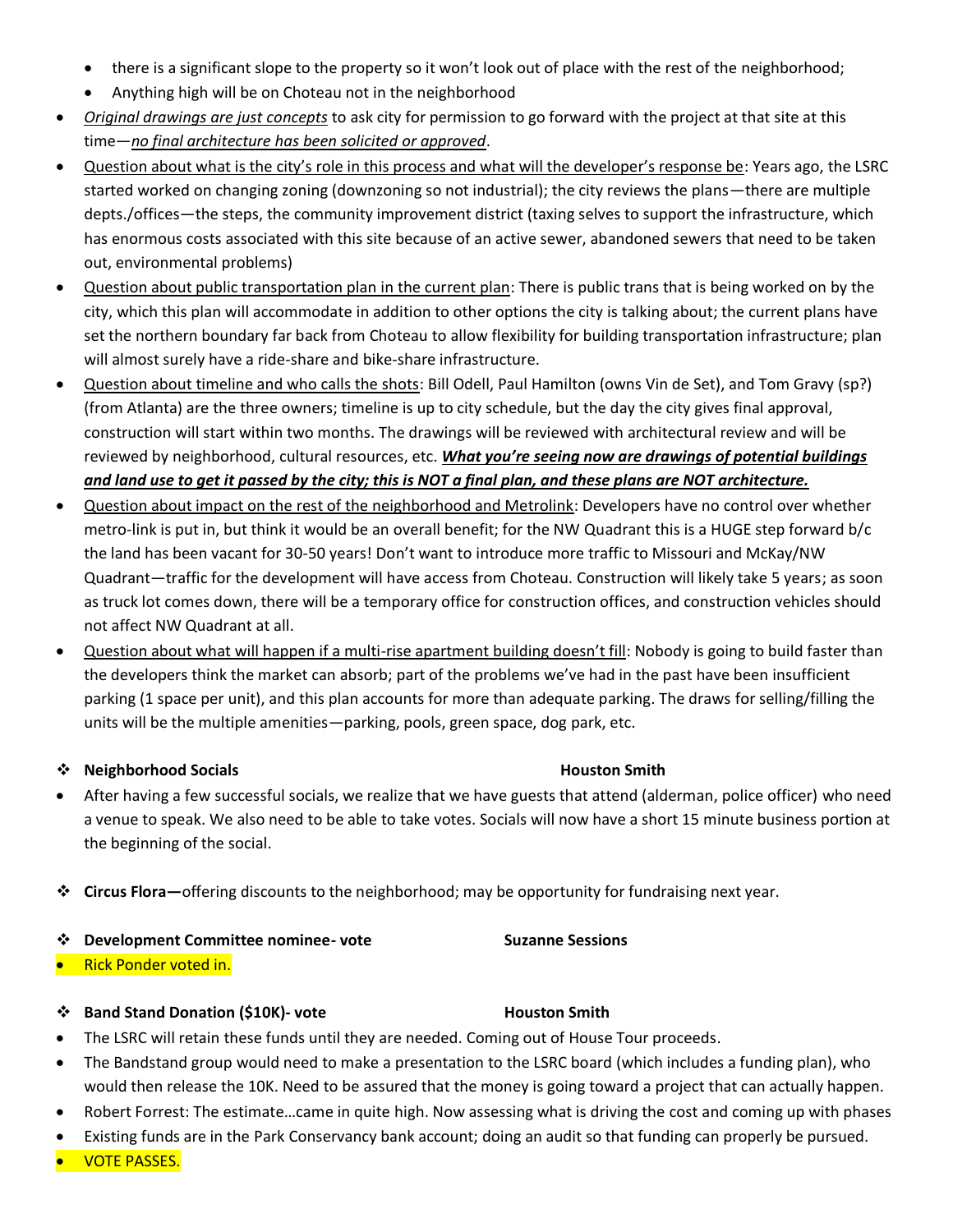- there is a significant slope to the property so it won't look out of place with the rest of the neighborhood;
    - Anything high will be on Choteau not in the neighborhood
- *<u>Original drawings are just concepts</u>* to ask city for permission to go forward with the project at that site at this time—*<u>no final architecture has been solicited or approved</u>*.
- <u>Question about what is the city's role in this process and what will the developer's response be</u>: Years ago, the LSRC started worked on changing zoning (downzoning so not industrial); the city reviews the plans—there are multiple depts./offices—the steps, the community improvement district (taxing selves to support the infrastructure, which has enormous costs associated with this site because of an active sewer, abandoned sewers that need to be taken out, environmental problems)
- <u>Question about public transportation plan in the current plan</u>: There is public trans that is being worked on by the city, which this plan will accommodate in addition to other options the city is talking about; the current plans have set the northern boundary far back from Choteau to allow flexibility for building transportation infrastructure; plan will almost surely have a ride-share and bike-share infrastructure.
- <u>Question about timeline and who calls the shots</u>: Bill Odell, Paul Hamilton (owns Vin de Set), and Tom Gravy (sp?) (from Atlanta) are the three owners; timeline is up to city schedule, but the day the city gives final approval, construction will start within two months. The drawings will be reviewed with architectural review and will be reviewed by neighborhood, cultural resources, etc. ***<u>What you're seeing now are drawings of potential buildings and land use to get it passed by the city; this is NOT a final plan, and these plans are NOT architecture.</u>***
- <u>Question about impact on the rest of the neighborhood and Metrolink</u>: Developers have no control over whether metro-link is put in, but think it would be an overall benefit; for the NW Quadrant this is a HUGE step forward b/c the land has been vacant for 30-50 years! Don't want to introduce more traffic to Missouri and McKay/NW Quadrant—traffic for the development will have access from Choteau. Construction will likely take 5 years; as soon as truck lot comes down, there will be a temporary office for construction offices, and construction vehicles should not affect NW Quadrant at all.
- <u>Question about what will happen if a multi-rise apartment building doesn't fill</u>: Nobody is going to build faster than the developers think the market can absorb; part of the problems we've had in the past have been insufficient parking (1 space per unit), and this plan accounts for more than adequate parking. The draws for selling/filling the units will be the multiple amenities—parking, pools, green space, dog park, etc.

❖ **Neighborhood Socials** **Houston Smith**

- After having a few successful socials, we realize that we have guests that attend (alderman, police officer) who need a venue to speak. We also need to be able to take votes. Socials will now have a short 15 minute business portion at the beginning of the social.

❖ **Circus Flora—**offering discounts to the neighborhood; may be opportunity for fundraising next year.

❖ **Development Committee nominee- vote** **Suzanne Sessions**

- Rick Ponder voted in.

❖ **Band Stand Donation ($10K)- vote** **Houston Smith**

- The LSRC will retain these funds until they are needed. Coming out of House Tour proceeds.
- The Bandstand group would need to make a presentation to the LSRC board (which includes a funding plan), who would then release the 10K. Need to be assured that the money is going toward a project that can actually happen.
- Robert Forrest: The estimate…came in quite high. Now assessing what is driving the cost and coming up with phases
- Existing funds are in the Park Conservancy bank account; doing an audit so that funding can properly be pursued.
- VOTE PASSES.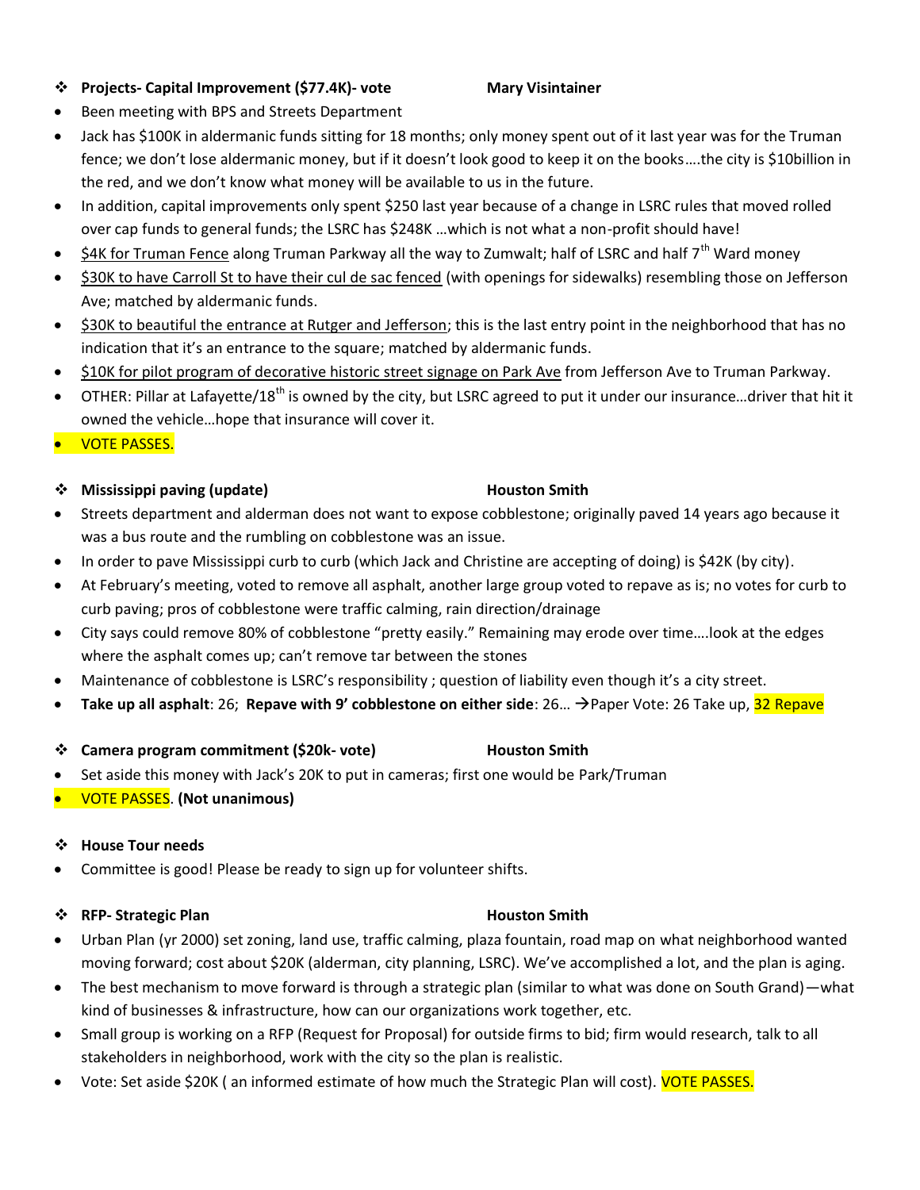- ❖ **Projects- Capital Improvement ($77.4K)- vote** **Mary Visintainer**

- Been meeting with BPS and Streets Department
- Jack has $100K in aldermanic funds sitting for 18 months; only money spent out of it last year was for the Truman fence; we don't lose aldermanic money, but if it doesn't look good to keep it on the books….the city is $10billion in the red, and we don't know what money will be available to us in the future.
- In addition, capital improvements only spent $250 last year because of a change in LSRC rules that moved rolled over cap funds to general funds; the LSRC has $248K …which is not what a non-profit should have!
- <u>$4K for Truman Fence</u> along Truman Parkway all the way to Zumwalt; half of LSRC and half 7th Ward money
- <u>$30K to have Carroll St to have their cul de sac fenced</u> (with openings for sidewalks) resembling those on Jefferson Ave; matched by aldermanic funds.
- <u>$30K to beautiful the entrance at Rutger and Jefferson</u>; this is the last entry point in the neighborhood that has no indication that it's an entrance to the square; matched by aldermanic funds.
- <u>$10K for pilot program of decorative historic street signage on Park Ave</u> from Jefferson Ave to Truman Parkway.
- OTHER: Pillar at Lafayette/18th is owned by the city, but LSRC agreed to put it under our insurance…driver that hit it owned the vehicle…hope that insurance will cover it.
- VOTE PASSES.

- ❖ **Mississippi paving (update)** **Houston Smith**

- Streets department and alderman does not want to expose cobblestone; originally paved 14 years ago because it was a bus route and the rumbling on cobblestone was an issue.
- In order to pave Mississippi curb to curb (which Jack and Christine are accepting of doing) is $42K (by city).
- At February's meeting, voted to remove all asphalt, another large group voted to repave as is; no votes for curb to curb paving; pros of cobblestone were traffic calming, rain direction/drainage
- City says could remove 80% of cobblestone "pretty easily." Remaining may erode over time….look at the edges where the asphalt comes up; can't remove tar between the stones
- Maintenance of cobblestone is LSRC's responsibility ; question of liability even though it's a city street.
- **Take up all asphalt**: 26; **Repave with 9' cobblestone on either side**: 26… →Paper Vote: 26 Take up, 32 Repave

- ❖ **Camera program commitment ($20k- vote)** **Houston Smith**

- Set aside this money with Jack's 20K to put in cameras; first one would be Park/Truman
- VOTE PASSES. **(Not unanimous)**

- ❖ **House Tour needs**

- Committee is good! Please be ready to sign up for volunteer shifts.

- ❖ **RFP- Strategic Plan** **Houston Smith**

- Urban Plan (yr 2000) set zoning, land use, traffic calming, plaza fountain, road map on what neighborhood wanted moving forward; cost about $20K (alderman, city planning, LSRC). We've accomplished a lot, and the plan is aging.
- The best mechanism to move forward is through a strategic plan (similar to what was done on South Grand)—what kind of businesses & infrastructure, how can our organizations work together, etc.
- Small group is working on a RFP (Request for Proposal) for outside firms to bid; firm would research, talk to all stakeholders in neighborhood, work with the city so the plan is realistic.
- Vote: Set aside $20K ( an informed estimate of how much the Strategic Plan will cost). VOTE PASSES.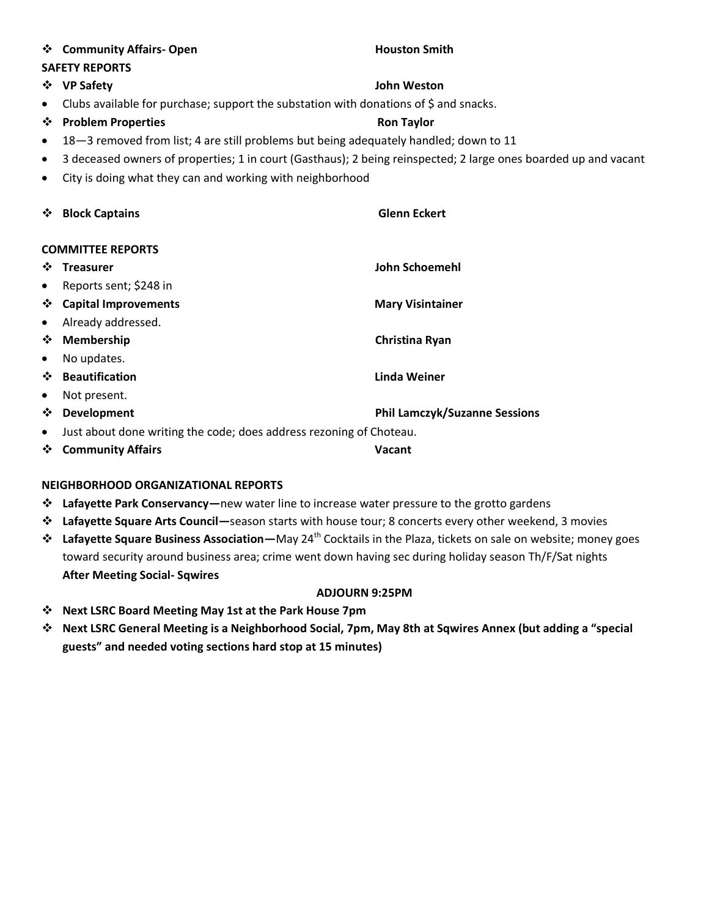- **Community Affairs- Open** **Houston Smith**

**SAFETY REPORTS**

- **VP Safety** **John Weston**
  - Clubs available for purchase; support the substation with donations of $ and snacks.
- **Problem Properties** **Ron Taylor**
  - 18—3 removed from list; 4 are still problems but being adequately handled; down to 11
  - 3 deceased owners of properties; 1 in court (Gasthaus); 2 being reinspected; 2 large ones boarded up and vacant
  - City is doing what they can and working with neighborhood
- **Block Captains** **Glenn Eckert**

**COMMITTEE REPORTS**

- **Treasurer** **John Schoemehl**
  - Reports sent; $248 in
- **Capital Improvements** **Mary Visintainer**
  - Already addressed.
- **Membership** **Christina Ryan**
  - No updates.
- **Beautification** **Linda Weiner**
  - Not present.
- **Development** **Phil Lamczyk/Suzanne Sessions**
  - Just about done writing the code; does address rezoning of Choteau.
- **Community Affairs** **Vacant**

**NEIGHBORHOOD ORGANIZATIONAL REPORTS**

- **Lafayette Park Conservancy—**new water line to increase water pressure to the grotto gardens
- **Lafayette Square Arts Council—**season starts with house tour; 8 concerts every other weekend, 3 movies
- **Lafayette Square Business Association—**May 24th Cocktails in the Plaza, tickets on sale on website; money goes toward security around business area; crime went down having sec during holiday season Th/F/Sat nights

  **After Meeting Social- Sqwires**

**ADJOURN 9:25PM**

- **Next LSRC Board Meeting May 1st at the Park House 7pm**
- **Next LSRC General Meeting is a Neighborhood Social, 7pm, May 8th at Sqwires Annex (but adding a "special guests" and needed voting sections hard stop at 15 minutes)**